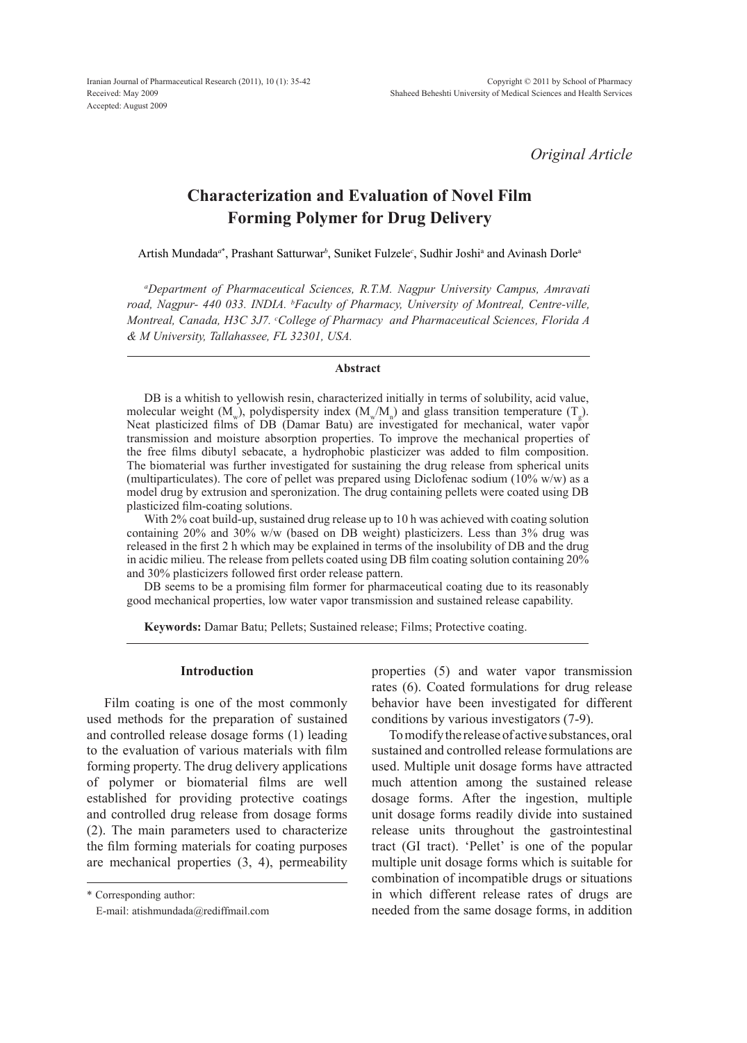Original Article

# Characterization and Evaluation of Novel Film Forming Polymer for Drug Delivery

Artish Mundada[a*], Prashant Satturwar[b], Suniket Fulzele[c], Sudhir Joshi[a] and Avinash Dorle[a]

*[a]Department of Pharmaceutical Sciences, R.T.M. Nagpur University Campus, Amravati road, Nagpur- 440 033. INDIA. [b]Faculty of Pharmacy, University of Montreal, Centre-ville, Montreal, Canada, H3C 3J7. [c]College of Pharmacy and Pharmaceutical Sciences, Florida A & M University, Tallahassee, FL 32301, USA.*

## Abstract

DB is a whitish to yellowish resin, characterized initially in terms of solubility, acid value, molecular weight ($M_w$), polydispersity index ($M_w/M_n$) and glass transition temperature ($T_g$). Neat plasticized films of DB (Damar Batu) are investigated for mechanical, water vapor transmission and moisture absorption properties. To improve the mechanical properties of the free films dibutyl sebacate, a hydrophobic plasticizer was added to film composition. The biomaterial was further investigated for sustaining the drug release from spherical units (multiparticulates). The core of pellet was prepared using Diclofenac sodium (10% w/w) as a model drug by extrusion and speronization. The drug containing pellets were coated using DB plasticized film-coating solutions.

With 2% coat build-up, sustained drug release up to 10 h was achieved with coating solution containing 20% and 30% w/w (based on DB weight) plasticizers. Less than 3% drug was released in the first 2 h which may be explained in terms of the insolubility of DB and the drug in acidic milieu. The release from pellets coated using DB film coating solution containing 20% and 30% plasticizers followed first order release pattern.

DB seems to be a promising film former for pharmaceutical coating due to its reasonably good mechanical properties, low water vapor transmission and sustained release capability.

**Keywords:** Damar Batu; Pellets; Sustained release; Films; Protective coating.

## Introduction

Film coating is one of the most commonly used methods for the preparation of sustained and controlled release dosage forms (1) leading to the evaluation of various materials with film forming property. The drug delivery applications of polymer or biomaterial films are well established for providing protective coatings and controlled drug release from dosage forms (2). The main parameters used to characterize the film forming materials for coating purposes are mechanical properties (3, 4), permeability properties (5) and water vapor transmission rates (6). Coated formulations for drug release behavior have been investigated for different conditions by various investigators (7-9).

To modify the release of active substances, oral sustained and controlled release formulations are used. Multiple unit dosage forms have attracted much attention among the sustained release dosage forms. After the ingestion, multiple unit dosage forms readily divide into sustained release units throughout the gastrointestinal tract (GI tract). 'Pellet' is one of the popular multiple unit dosage forms which is suitable for combination of incompatible drugs or situations in which different release rates of drugs are needed from the same dosage forms, in addition

\* Corresponding author:
E-mail: atishmundada@rediffmail.com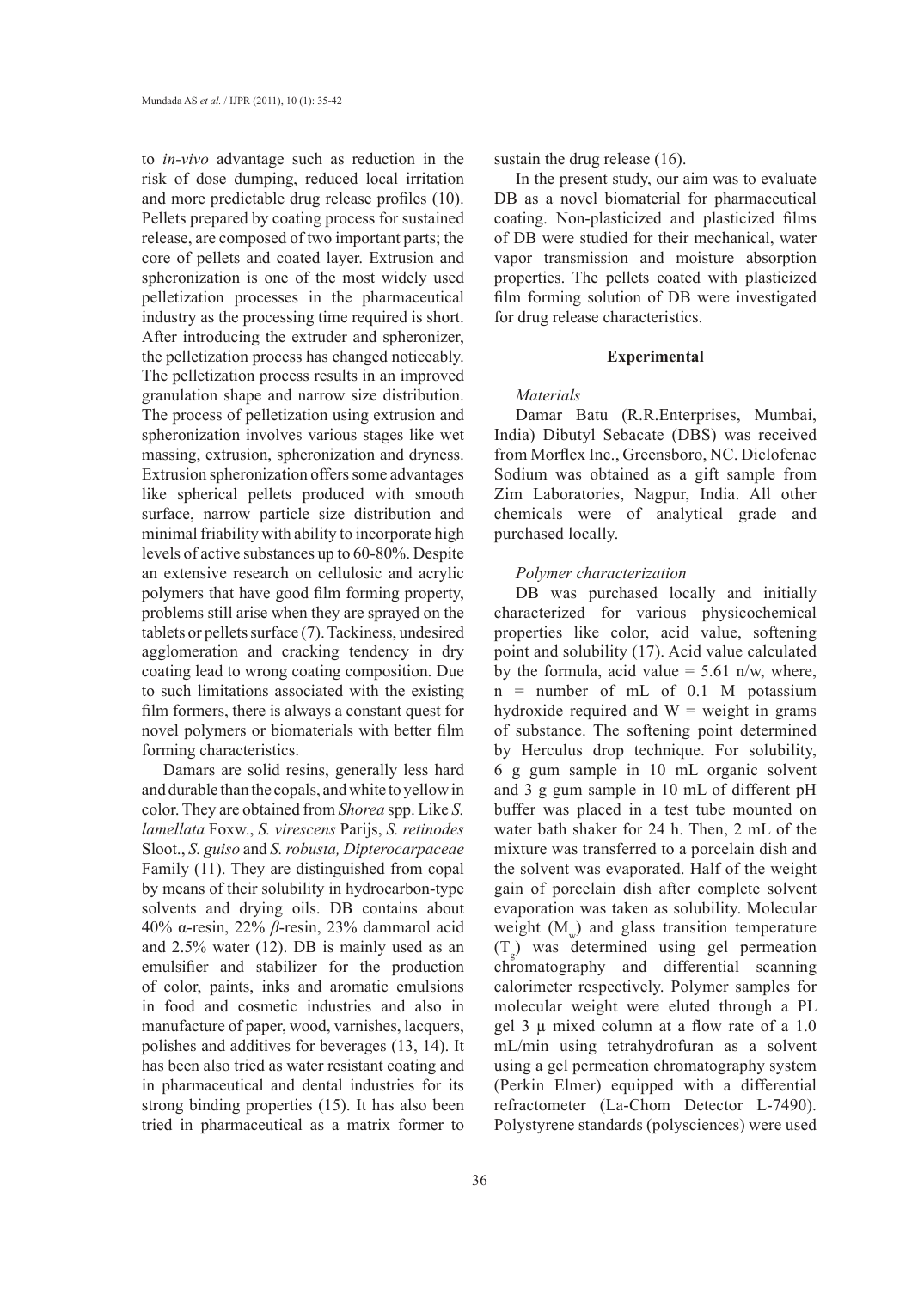to *in-vivo* advantage such as reduction in the risk of dose dumping, reduced local irritation and more predictable drug release profiles (10). Pellets prepared by coating process for sustained release, are composed of two important parts; the core of pellets and coated layer. Extrusion and spheronization is one of the most widely used pelletization processes in the pharmaceutical industry as the processing time required is short. After introducing the extruder and spheronizer, the pelletization process has changed noticeably. The pelletization process results in an improved granulation shape and narrow size distribution. The process of pelletization using extrusion and spheronization involves various stages like wet massing, extrusion, spheronization and dryness. Extrusion spheronization offers some advantages like spherical pellets produced with smooth surface, narrow particle size distribution and minimal friability with ability to incorporate high levels of active substances up to 60-80%. Despite an extensive research on cellulosic and acrylic polymers that have good film forming property, problems still arise when they are sprayed on the tablets or pellets surface (7). Tackiness, undesired agglomeration and cracking tendency in dry coating lead to wrong coating composition. Due to such limitations associated with the existing film formers, there is always a constant quest for novel polymers or biomaterials with better film forming characteristics.

Damars are solid resins, generally less hard and durable than the copals, and white to yellow in color. They are obtained from *Shorea* spp. Like *S. lamellata* Foxw., *S. virescens* Parijs, *S. retinodes* Sloot., *S. guiso* and *S. robusta, Dipterocarpaceae* Family (11). They are distinguished from copal by means of their solubility in hydrocarbon-type solvents and drying oils. DB contains about 40% α-resin, 22% *β*-resin, 23% dammarol acid and 2.5% water (12). DB is mainly used as an emulsifier and stabilizer for the production of color, paints, inks and aromatic emulsions in food and cosmetic industries and also in manufacture of paper, wood, varnishes, lacquers, polishes and additives for beverages (13, 14). It has been also tried as water resistant coating and in pharmaceutical and dental industries for its strong binding properties (15). It has also been tried in pharmaceutical as a matrix former to sustain the drug release (16).

In the present study, our aim was to evaluate DB as a novel biomaterial for pharmaceutical coating. Non-plasticized and plasticized films of DB were studied for their mechanical, water vapor transmission and moisture absorption properties. The pellets coated with plasticized film forming solution of DB were investigated for drug release characteristics.

## Experimental

### *Materials*

Damar Batu (R.R.Enterprises, Mumbai, India) Dibutyl Sebacate (DBS) was received from Morflex Inc., Greensboro, NC. Diclofenac Sodium was obtained as a gift sample from Zim Laboratories, Nagpur, India. All other chemicals were of analytical grade and purchased locally.

### *Polymer characterization*

DB was purchased locally and initially characterized for various physicochemical properties like color, acid value, softening point and solubility (17). Acid value calculated by the formula, acid value = 5.61 n/w, where, n = number of mL of 0.1 M potassium hydroxide required and W = weight in grams of substance. The softening point determined by Herculus drop technique. For solubility, 6 g gum sample in 10 mL organic solvent and 3 g gum sample in 10 mL of different pH buffer was placed in a test tube mounted on water bath shaker for 24 h. Then, 2 mL of the mixture was transferred to a porcelain dish and the solvent was evaporated. Half of the weight gain of porcelain dish after complete solvent evaporation was taken as solubility. Molecular weight ($M_w$) and glass transition temperature ($T_g$) was determined using gel permeation chromatography and differential scanning calorimeter respectively. Polymer samples for molecular weight were eluted through a PL gel 3 µ mixed column at a flow rate of a 1.0 mL/min using tetrahydrofuran as a solvent using a gel permeation chromatography system (Perkin Elmer) equipped with a differential refractometer (La-Chom Detector L-7490). Polystyrene standards (polysciences) were used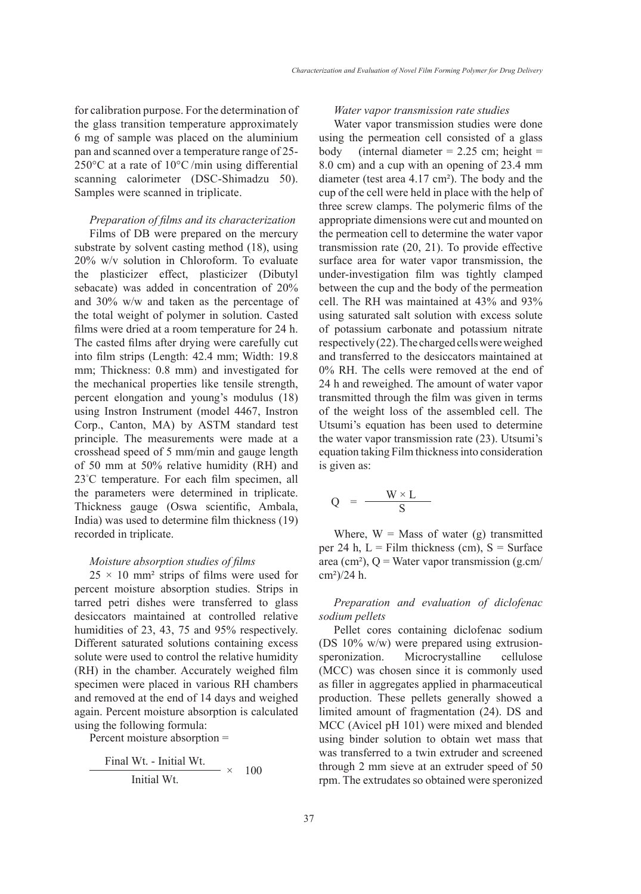for calibration purpose. For the determination of the glass transition temperature approximately 6 mg of sample was placed on the aluminium pan and scanned over a temperature range of 25-250°C at a rate of 10°C /min using differential scanning calorimeter (DSC-Shimadzu 50). Samples were scanned in triplicate.

*Preparation of films and its characterization*

Films of DB were prepared on the mercury substrate by solvent casting method (18), using 20% w/v solution in Chloroform. To evaluate the plasticizer effect, plasticizer (Dibutyl sebacate) was added in concentration of 20% and 30% w/w and taken as the percentage of the total weight of polymer in solution. Casted films were dried at a room temperature for 24 h. The casted films after drying were carefully cut into film strips (Length: 42.4 mm; Width: 19.8 mm; Thickness: 0.8 mm) and investigated for the mechanical properties like tensile strength, percent elongation and young's modulus (18) using Instron Instrument (model 4467, Instron Corp., Canton, MA) by ASTM standard test principle. The measurements were made at a crosshead speed of 5 mm/min and gauge length of 50 mm at 50% relative humidity (RH) and 23°C temperature. For each film specimen, all the parameters were determined in triplicate. Thickness gauge (Oswa scientific, Ambala, India) was used to determine film thickness (19) recorded in triplicate.

*Moisture absorption studies of films*

$25 \times 10$ mm² strips of films were used for percent moisture absorption studies. Strips in tarred petri dishes were transferred to glass desiccators maintained at controlled relative humidities of 23, 43, 75 and 95% respectively. Different saturated solutions containing excess solute were used to control the relative humidity (RH) in the chamber. Accurately weighed film specimen were placed in various RH chambers and removed at the end of 14 days and weighed again. Percent moisture absorption is calculated using the following formula:

Percent moisture absorption =

$$\frac{\text{Final Wt.} - \text{Initial Wt.}}{\text{Initial Wt.}} \times 100$$

*Water vapor transmission rate studies*

Water vapor transmission studies were done using the permeation cell consisted of a glass body (internal diameter = 2.25 cm; height = 8.0 cm) and a cup with an opening of 23.4 mm diameter (test area 4.17 cm²). The body and the cup of the cell were held in place with the help of three screw clamps. The polymeric films of the appropriate dimensions were cut and mounted on the permeation cell to determine the water vapor transmission rate (20, 21). To provide effective surface area for water vapor transmission, the under-investigation film was tightly clamped between the cup and the body of the permeation cell. The RH was maintained at 43% and 93% using saturated salt solution with excess solute of potassium carbonate and potassium nitrate respectively (22). The charged cells were weighed and transferred to the desiccators maintained at 0% RH. The cells were removed at the end of 24 h and reweighed. The amount of water vapor transmitted through the film was given in terms of the weight loss of the assembled cell. The Utsumi's equation has been used to determine the water vapor transmission rate (23). Utsumi's equation taking Film thickness into consideration is given as:

$$Q = \frac{W \times L}{S}$$

Where, $W$ = Mass of water (g) transmitted per 24 h, $L$ = Film thickness (cm), $S$ = Surface area (cm²), $Q$ = Water vapor transmission (g.cm/cm²)/24 h.

*Preparation and evaluation of diclofenac sodium pellets*

Pellet cores containing diclofenac sodium (DS 10% w/w) were prepared using extrusion-speronization. Microcrystalline cellulose (MCC) was chosen since it is commonly used as filler in aggregates applied in pharmaceutical production. These pellets generally showed a limited amount of fragmentation (24). DS and MCC (Avicel pH 101) were mixed and blended using binder solution to obtain wet mass that was transferred to a twin extruder and screened through 2 mm sieve at an extruder speed of 50 rpm. The extrudates so obtained were speronized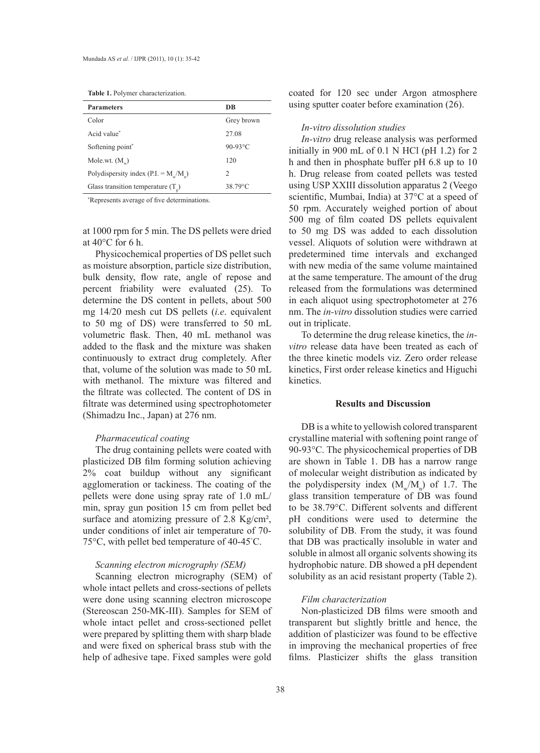**Table 1.** Polymer characterization.

| Parameters | DB |
|---|---|
| Color | Grey brown |
| Acid value* | 27.08 |
| Softening point* | 90-93°C |
| Mole.wt. ($M_w$) | 120 |
| Polydispersity index (P.I. = $M_w/M_n$) | 2 |
| Glass transition temperature ($T_g$) | 38.79°C |

*Represents average of five determinations.

at 1000 rpm for 5 min. The DS pellets were dried at 40°C for 6 h.

Physicochemical properties of DS pellet such as moisture absorption, particle size distribution, bulk density, flow rate, angle of repose and percent friability were evaluated (25). To determine the DS content in pellets, about 500 mg 14/20 mesh cut DS pellets (*i.e*. equivalent to 50 mg of DS) were transferred to 50 mL volumetric flask. Then, 40 mL methanol was added to the flask and the mixture was shaken continuously to extract drug completely. After that, volume of the solution was made to 50 mL with methanol. The mixture was filtered and the filtrate was collected. The content of DS in filtrate was determined using spectrophotometer (Shimadzu Inc., Japan) at 276 nm.

### *Pharmaceutical coating*

The drug containing pellets were coated with plasticized DB film forming solution achieving 2% coat buildup without any significant agglomeration or tackiness. The coating of the pellets were done using spray rate of 1.0 mL/min, spray gun position 15 cm from pellet bed surface and atomizing pressure of 2.8 Kg/cm², under conditions of inlet air temperature of 70-75°C, with pellet bed temperature of 40-45°C.

### *Scanning electron micrography (SEM)*

Scanning electron micrography (SEM) of whole intact pellets and cross-sections of pellets were done using scanning electron microscope (Stereoscan 250-MK-III). Samples for SEM of whole intact pellet and cross-sectioned pellet were prepared by splitting them with sharp blade and were fixed on spherical brass stub with the help of adhesive tape. Fixed samples were gold coated for 120 sec under Argon atmosphere using sputter coater before examination (26).

### *In-vitro dissolution studies*

*In-vitro* drug release analysis was performed initially in 900 mL of 0.1 N HCl (pH 1.2) for 2 h and then in phosphate buffer pH 6.8 up to 10 h. Drug release from coated pellets was tested using USP XXIII dissolution apparatus 2 (Veego scientific, Mumbai, India) at 37°C at a speed of 50 rpm. Accurately weighed portion of about 500 mg of film coated DS pellets equivalent to 50 mg DS was added to each dissolution vessel. Aliquots of solution were withdrawn at predetermined time intervals and exchanged with new media of the same volume maintained at the same temperature. The amount of the drug released from the formulations was determined in each aliquot using spectrophotometer at 276 nm. The *in-vitro* dissolution studies were carried out in triplicate.

To determine the drug release kinetics, the *in-vitro* release data have been treated as each of the three kinetic models viz. Zero order release kinetics, First order release kinetics and Higuchi kinetics.

## Results and Discussion

DB is a white to yellowish colored transparent crystalline material with softening point range of 90-93°C. The physicochemical properties of DB are shown in Table 1. DB has a narrow range of molecular weight distribution as indicated by the polydispersity index ($M_w/M_n$) of 1.7. The glass transition temperature of DB was found to be 38.79°C. Different solvents and different pH conditions were used to determine the solubility of DB. From the study, it was found that DB was practically insoluble in water and soluble in almost all organic solvents showing its hydrophobic nature. DB showed a pH dependent solubility as an acid resistant property (Table 2).

### *Film characterization*

Non-plasticized DB films were smooth and transparent but slightly brittle and hence, the addition of plasticizer was found to be effective in improving the mechanical properties of free films. Plasticizer shifts the glass transition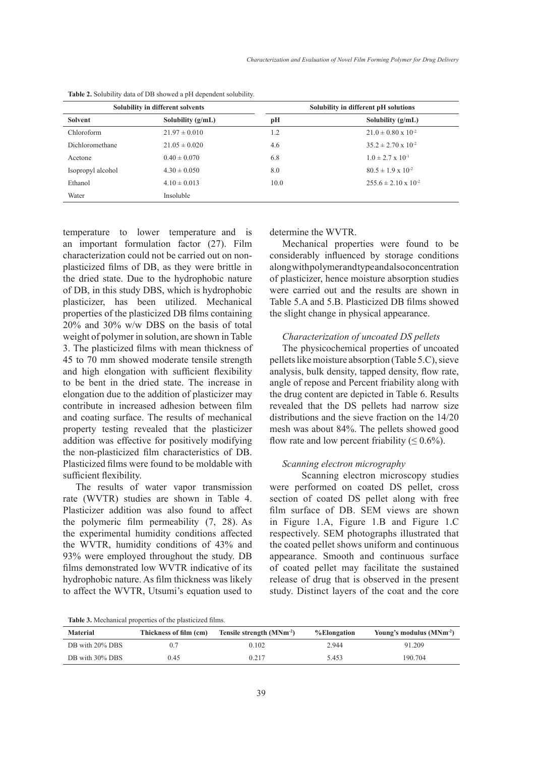**Table 2.** Solubility data of DB showed a pH dependent solubility.

| Solubility in different solvents | | Solubility in different pH solutions | |
|---|---|---|---|
| **Solvent** | **Solubility (g/mL)** | **pH** | **Solubility (g/mL)** |
| Chloroform | 21.97 ± 0.010 | 1.2 | $21.0 \pm 0.80 \times 10^{-2}$ |
| Dichloromethane | 21.05 ± 0.020 | 4.6 | $35.2 \pm 2.70 \times 10^{-2}$ |
| Acetone | 0.40 ± 0.070 | 6.8 | $1.0 \pm 2.7 \times 10^{-1}$ |
| Isopropyl alcohol | 4.30 ± 0.050 | 8.0 | $80.5 \pm 1.9 \times 10^{-2}$ |
| Ethanol | 4.10 ± 0.013 | 10.0 | $255.6 \pm 2.10 \times 10^{-2}$ |
| Water | Insoluble | | |

temperature to lower temperature and is an important formulation factor (27). Film characterization could not be carried out on non-plasticized films of DB, as they were brittle in the dried state. Due to the hydrophobic nature of DB, in this study DBS, which is hydrophobic plasticizer, has been utilized. Mechanical properties of the plasticized DB films containing 20% and 30% w/w DBS on the basis of total weight of polymer in solution, are shown in Table 3. The plasticized films with mean thickness of 45 to 70 mm showed moderate tensile strength and high elongation with sufficient flexibility to be bent in the dried state. The increase in elongation due to the addition of plasticizer may contribute in increased adhesion between film and coating surface. The results of mechanical property testing revealed that the plasticizer addition was effective for positively modifying the non-plasticized film characteristics of DB. Plasticized films were found to be moldable with sufficient flexibility.

The results of water vapor transmission rate (WVTR) studies are shown in Table 4. Plasticizer addition was also found to affect the polymeric film permeability (7, 28). As the experimental humidity conditions affected the WVTR, humidity conditions of 43% and 93% were employed throughout the study. DB films demonstrated low WVTR indicative of its hydrophobic nature. As film thickness was likely to affect the WVTR, Utsumi's equation used to determine the WVTR.

Mechanical properties were found to be considerably influenced by storage conditions along with polymer and type and also concentration of plasticizer, hence moisture absorption studies were carried out and the results are shown in Table 5.A and 5.B. Plasticized DB films showed the slight change in physical appearance.

### *Characterization of uncoated DS pellets*

The physicochemical properties of uncoated pellets like moisture absorption (Table 5.C), sieve analysis, bulk density, tapped density, flow rate, angle of repose and Percent friability along with the drug content are depicted in Table 6. Results revealed that the DS pellets had narrow size distributions and the sieve fraction on the 14/20 mesh was about 84%. The pellets showed good flow rate and low percent friability ($\leq 0.6\%$).

### *Scanning electron micrography*

Scanning electron microscopy studies were performed on coated DS pellet, cross section of coated DS pellet along with free film surface of DB. SEM views are shown in Figure 1.A, Figure 1.B and Figure 1.C respectively. SEM photographs illustrated that the coated pellet shows uniform and continuous appearance. Smooth and continuous surface of coated pellet may facilitate the sustained release of drug that is observed in the present study. Distinct layers of the coat and the core

**Table 3.** Mechanical properties of the plasticized films.

| Material | Thickness of film (cm) | Tensile strength ($MNm^{-2}$) | %Elongation | Young's modulus ($MNm^{-2}$) |
|---|---|---|---|---|
| DB with 20% DBS | 0.7 | 0.102 | 2.944 | 91.209 |
| DB with 30% DBS | 0.45 | 0.217 | 5.453 | 190.704 |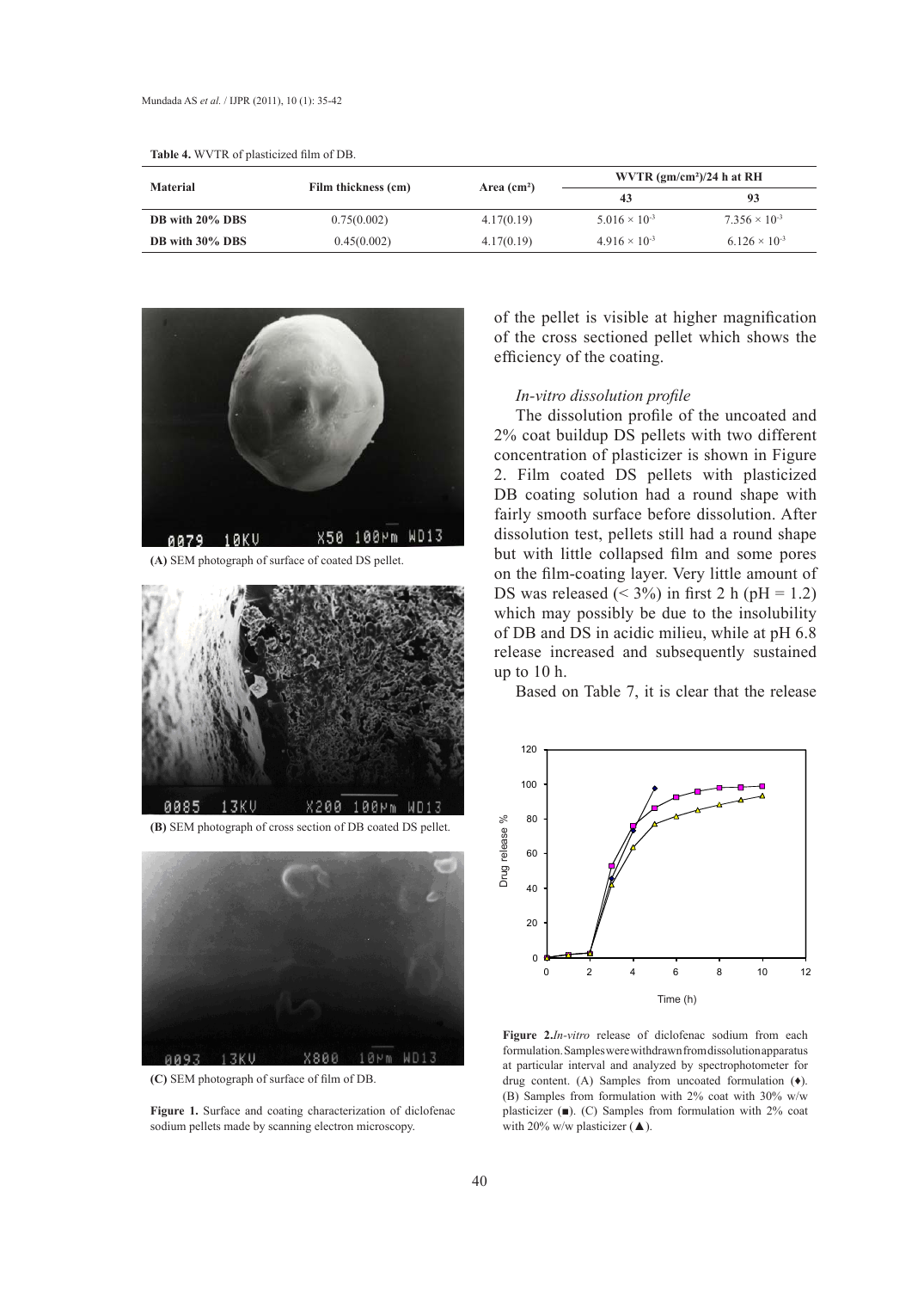**Table 4.** WVTR of plasticized film of DB.

| Material | Film thickness (cm) | Area (cm²) | WVTR (gm/cm²)/24 h at RH | |
|---|---|---|---|---|
| | | | 43 | 93 |
| **DB with 20% DBS** | 0.75(0.002) | 4.17(0.19) | $5.016 \times 10^{-3}$ | $7.356 \times 10^{-3}$ |
| **DB with 30% DBS** | 0.45(0.002) | 4.17(0.19) | $4.916 \times 10^{-3}$ | $6.126 \times 10^{-3}$ |

**(A)** SEM photograph of surface of coated DS pellet.

**(B)** SEM photograph of cross section of DB coated DS pellet.

**(C)** SEM photograph of surface of film of DB.

**Figure 1.** Surface and coating characterization of diclofenac sodium pellets made by scanning electron microscopy.

of the pellet is visible at higher magnification of the cross sectioned pellet which shows the efficiency of the coating.

*In-vitro dissolution profile*

The dissolution profile of the uncoated and 2% coat buildup DS pellets with two different concentration of plasticizer is shown in Figure 2. Film coated DS pellets with plasticized DB coating solution had a round shape with fairly smooth surface before dissolution. After dissolution test, pellets still had a round shape but with little collapsed film and some pores on the film-coating layer. Very little amount of DS was released (< 3%) in first 2 h (pH = 1.2) which may possibly be due to the insolubility of DB and DS in acidic milieu, while at pH 6.8 release increased and subsequently sustained up to 10 h.

Based on Table 7, it is clear that the release

**Figure 2.** *In-vitro* release of diclofenac sodium from each formulation. Samples were withdrawn from dissolution apparatus at particular interval and analyzed by spectrophotometer for drug content. (A) Samples from uncoated formulation (♦). (B) Samples from formulation with 2% coat with 30% w/w plasticizer (■). (C) Samples from formulation with 2% coat with 20% w/w plasticizer (▲).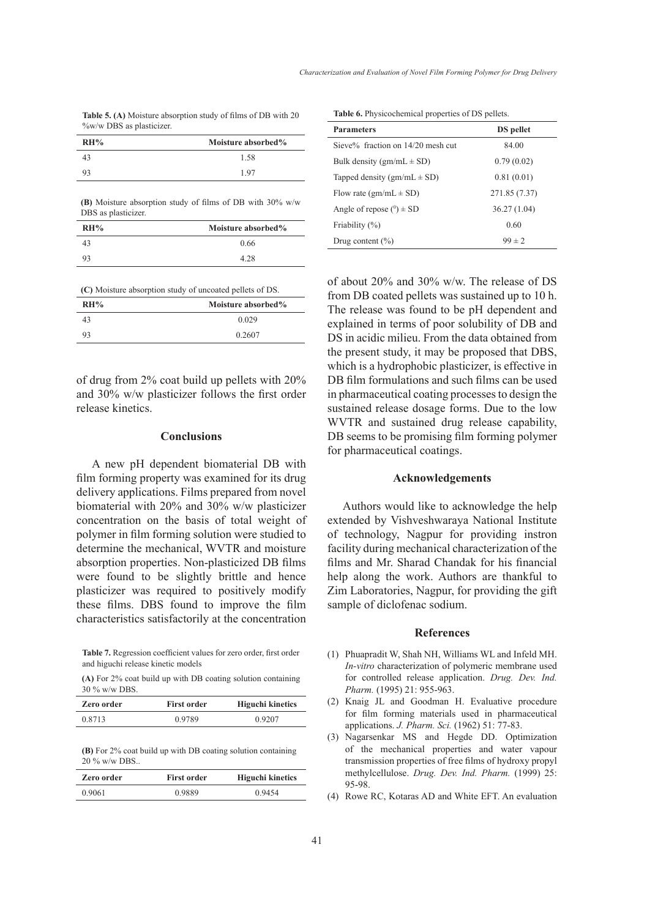**Table 5. (A)** Moisture absorption study of films of DB with 20 %w/w DBS as plasticizer.

| RH% | Moisture absorbed% |
|---|---|
| 43 | 1.58 |
| 93 | 1.97 |

**(B)** Moisture absorption study of films of DB with 30% w/w DBS as plasticizer.

| RH% | Moisture absorbed% |
|---|---|
| 43 | 0.66 |
| 93 | 4.28 |

**(C)** Moisture absorption study of uncoated pellets of DS.

| RH% | Moisture absorbed% |
|---|---|
| 43 | 0.029 |
| 93 | 0.2607 |

of drug from 2% coat build up pellets with 20% and 30% w/w plasticizer follows the first order release kinetics.

## Conclusions

A new pH dependent biomaterial DB with film forming property was examined for its drug delivery applications. Films prepared from novel biomaterial with 20% and 30% w/w plasticizer concentration on the basis of total weight of polymer in film forming solution were studied to determine the mechanical, WVTR and moisture absorption properties. Non-plasticized DB films were found to be slightly brittle and hence plasticizer was required to positively modify these films. DBS found to improve the film characteristics satisfactorily at the concentration of about 20% and 30% w/w. The release of DS from DB coated pellets was sustained up to 10 h. The release was found to be pH dependent and explained in terms of poor solubility of DB and DS in acidic milieu. From the data obtained from the present study, it may be proposed that DBS, which is a hydrophobic plasticizer, is effective in DB film formulations and such films can be used in pharmaceutical coating processes to design the sustained release dosage forms. Due to the low WVTR and sustained drug release capability, DB seems to be promising film forming polymer for pharmaceutical coatings.

**Table 7.** Regression coefficient values for zero order, first order and higuchi release kinetic models

**(A)** For 2% coat build up with DB coating solution containing 30 % w/w DBS.

| Zero order | First order | Higuchi kinetics |
|---|---|---|
| 0.8713 | 0.9789 | 0.9207 |

**(B)** For 2% coat build up with DB coating solution containing 20 % w/w DBS..

| Zero order | First order | Higuchi kinetics |
|---|---|---|
| 0.9061 | 0.9889 | 0.9454 |

**Table 6.** Physicochemical properties of DS pellets.

| Parameters | DS pellet |
|---|---|
| Sieve% fraction on 14/20 mesh cut | 84.00 |
| Bulk density (gm/mL ± SD) | 0.79 (0.02) |
| Tapped density (gm/mL ± SD) | 0.81 (0.01) |
| Flow rate (gm/mL ± SD) | 271.85 (7.37) |
| Angle of repose ($^0$) ± SD | 36.27 (1.04) |
| Friability (%) | 0.60 |
| Drug content (%) | 99 ± 2 |

## Acknowledgements

Authors would like to acknowledge the help extended by Vishveshwaraya National Institute of technology, Nagpur for providing instron facility during mechanical characterization of the films and Mr. Sharad Chandak for his financial help along the work. Authors are thankful to Zim Laboratories, Nagpur, for providing the gift sample of diclofenac sodium.

## References

(1) Phuapradit W, Shah NH, Williams WL and Infeld MH. *In-vitro* characterization of polymeric membrane used for controlled release application. *Drug. Dev. Ind. Pharm.* (1995) 21: 955-963.

(2) Knaig JL and Goodman H. Evaluative procedure for film forming materials used in pharmaceutical applications. *J. Pharm. Sci.* (1962) 51: 77-83.

(3) Nagarsenkar MS and Hegde DD. Optimization of the mechanical properties and water vapour transmission properties of free films of hydroxy propyl methylcellulose. *Drug. Dev. Ind. Pharm.* (1999) 25: 95-98.

(4) Rowe RC, Kotaras AD and White EFT. An evaluation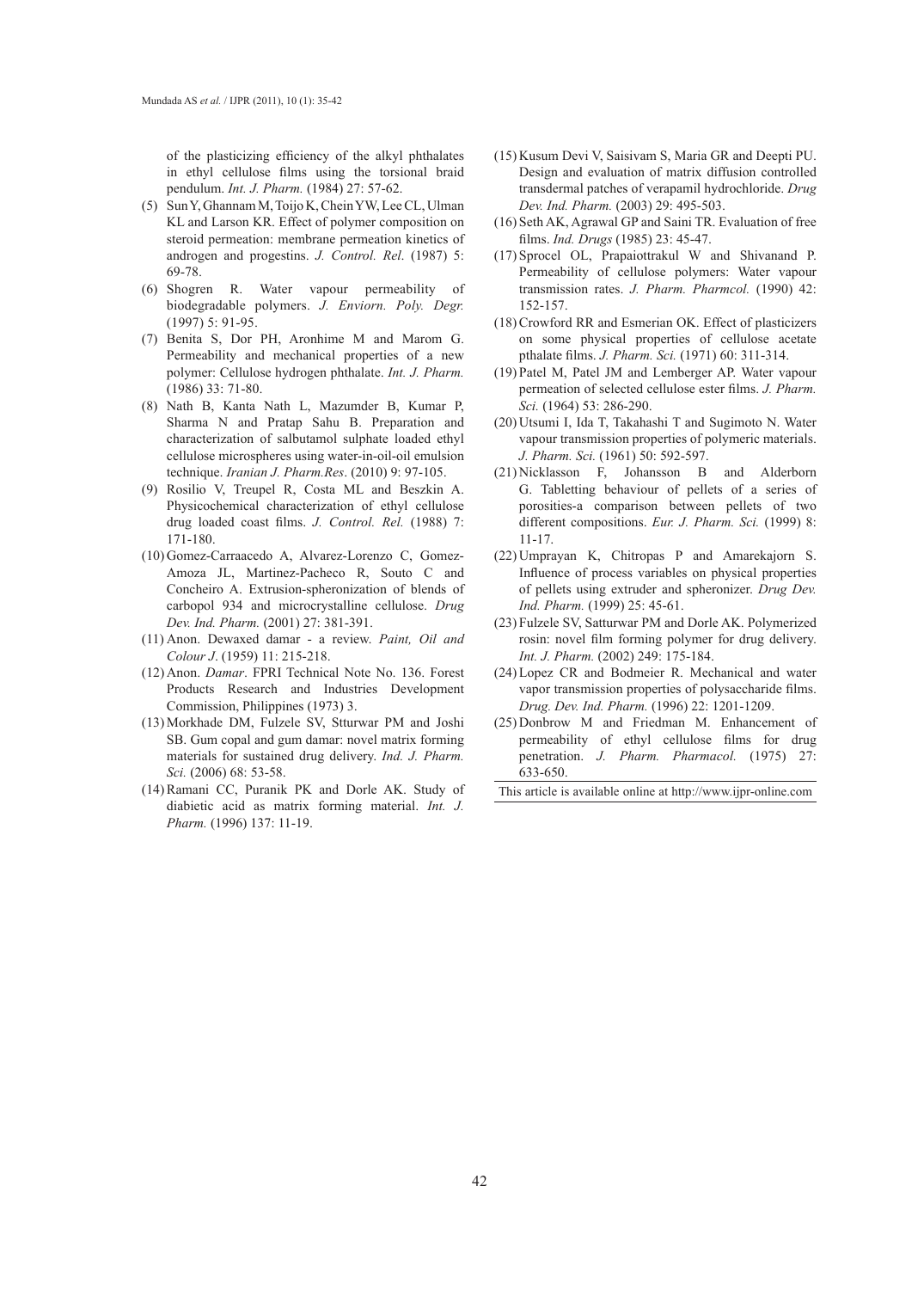of the plasticizing efficiency of the alkyl phthalates in ethyl cellulose films using the torsional braid pendulum. *Int. J. Pharm.* (1984) 27: 57-62.

(5) Sun Y, Ghannam M, Toijo K, Chein YW, Lee CL, Ulman KL and Larson KR. Effect of polymer composition on steroid permeation: membrane permeation kinetics of androgen and progestins. *J. Control. Rel*. (1987) 5: 69-78.

(6) Shogren R. Water vapour permeability of biodegradable polymers. *J. Enviorn. Poly. Degr.* (1997) 5: 91-95.

(7) Benita S, Dor PH, Aronhime M and Marom G. Permeability and mechanical properties of a new polymer: Cellulose hydrogen phthalate. *Int. J. Pharm.* (1986) 33: 71-80.

(8) Nath B, Kanta Nath L, Mazumder B, Kumar P, Sharma N and Pratap Sahu B. Preparation and characterization of salbutamol sulphate loaded ethyl cellulose microspheres using water-in-oil-oil emulsion technique. *Iranian J. Pharm.Res*. (2010) 9: 97-105.

(9) Rosilio V, Treupel R, Costa ML and Beszkin A. Physicochemical characterization of ethyl cellulose drug loaded coast films. *J. Control. Rel.* (1988) 7: 171-180.

(10) Gomez-Carraacedo A, Alvarez-Lorenzo C, Gomez-Amoza JL, Martinez-Pacheco R, Souto C and Concheiro A. Extrusion-spheronization of blends of carbopol 934 and microcrystalline cellulose. *Drug Dev. Ind. Pharm.* (2001) 27: 381-391.

(11) Anon. Dewaxed damar - a review. *Paint, Oil and Colour J*. (1959) 11: 215-218.

(12) Anon. *Damar*. FPRI Technical Note No. 136. Forest Products Research and Industries Development Commission, Philippines (1973) 3.

(13) Morkhade DM, Fulzele SV, Stturwar PM and Joshi SB. Gum copal and gum damar: novel matrix forming materials for sustained drug delivery. *Ind. J. Pharm. Sci.* (2006) 68: 53-58.

(14) Ramani CC, Puranik PK and Dorle AK. Study of diabietic acid as matrix forming material. *Int. J. Pharm.* (1996) 137: 11-19.

(15) Kusum Devi V, Saisivam S, Maria GR and Deepti PU. Design and evaluation of matrix diffusion controlled transdermal patches of verapamil hydrochloride. *Drug Dev. Ind. Pharm.* (2003) 29: 495-503.

(16) Seth AK, Agrawal GP and Saini TR. Evaluation of free films. *Ind. Drugs* (1985) 23: 45-47.

(17) Sprocel OL, Prapaiottrakul W and Shivanand P. Permeability of cellulose polymers: Water vapour transmission rates. *J. Pharm. Pharmcol.* (1990) 42: 152-157.

(18) Crowford RR and Esmerian OK. Effect of plasticizers on some physical properties of cellulose acetate pthalate films. *J. Pharm. Sci.* (1971) 60: 311-314.

(19) Patel M, Patel JM and Lemberger AP. Water vapour permeation of selected cellulose ester films. *J. Pharm. Sci.* (1964) 53: 286-290.

(20) Utsumi I, Ida T, Takahashi T and Sugimoto N. Water vapour transmission properties of polymeric materials. *J. Pharm. Sci.* (1961) 50: 592-597.

(21) Nicklasson F, Johansson B and Alderborn G. Tabletting behaviour of pellets of a series of porosities-a comparison between pellets of two different compositions. *Eur. J. Pharm. Sci.* (1999) 8: 11-17.

(22) Umprayan K, Chitropas P and Amarekajorn S. Influence of process variables on physical properties of pellets using extruder and spheronizer. *Drug Dev. Ind. Pharm.* (1999) 25: 45-61.

(23) Fulzele SV, Satturwar PM and Dorle AK. Polymerized rosin: novel film forming polymer for drug delivery. *Int. J. Pharm.* (2002) 249: 175-184.

(24) Lopez CR and Bodmeier R. Mechanical and water vapor transmission properties of polysaccharide films. *Drug. Dev. Ind. Pharm.* (1996) 22: 1201-1209.

(25) Donbrow M and Friedman M. Enhancement of permeability of ethyl cellulose films for drug penetration. *J. Pharm. Pharmacol.* (1975) 27: 633-650.

This article is available online at http://www.ijpr-online.com